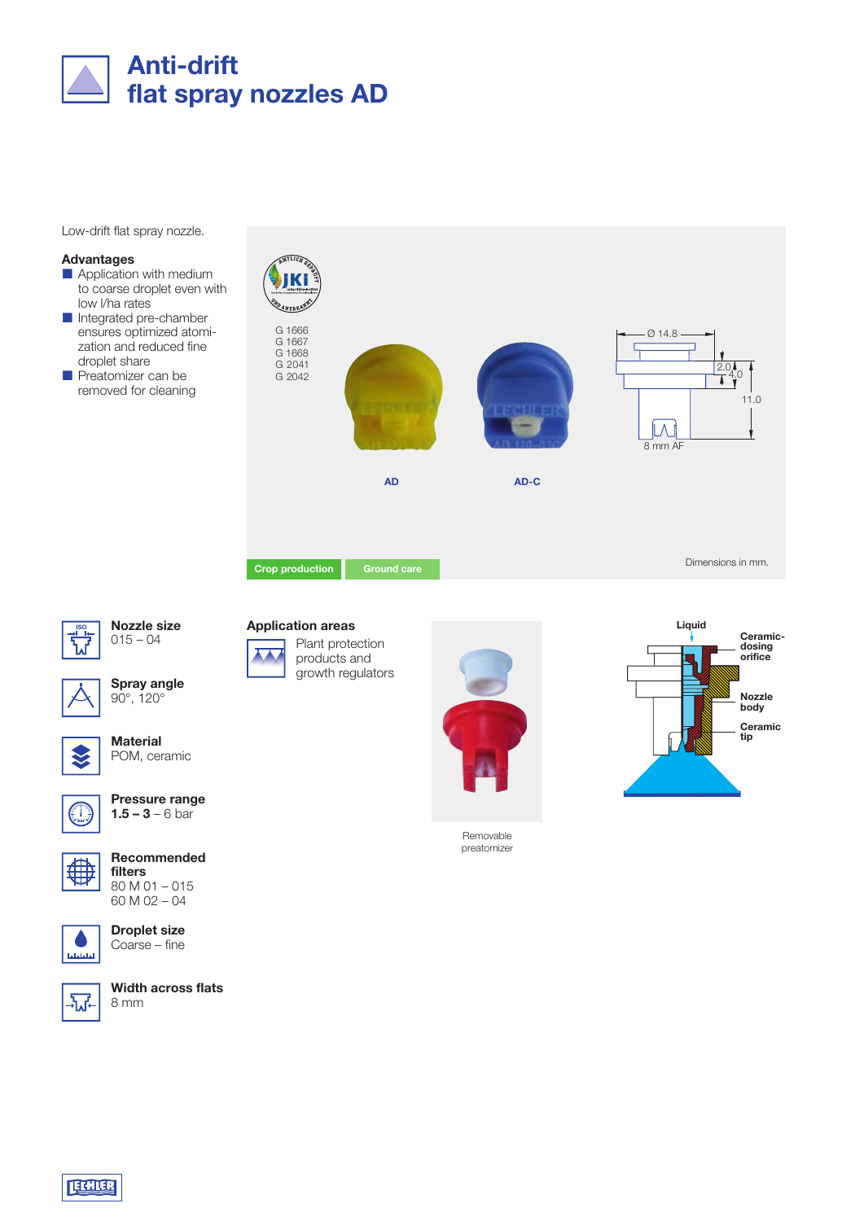# Anti-drift flat spray nozzles AD

Low-drift flat spray nozzle.

**Advantages**

- Application with medium to coarse droplet even with low l/ha rates
- Integrated pre-chamber ensures optimized atomization and reduced fine droplet share
- Preatomizer can be removed for cleaning

G 1666
G 1667
G 1668
G 2041
G 2042

AD

AD-C

Ø 14.8
2.0
4.0
11.0
8 mm AF

Crop production | Ground care

Dimensions in mm.

**Nozzle size**
015 – 04

**Spray angle**
90°, 120°

**Material**
POM, ceramic

**Pressure range**
**1.5 – 3** – 6 bar

**Recommended filters**
80 M 01 – 015
60 M 02 – 04

**Droplet size**
Coarse – fine

**Width across flats**
8 mm

**Application areas**

Plant protection products and growth regulators

Removable preatomizer

Liquid
Ceramic-dosing orifice
Nozzle body
Ceramic tip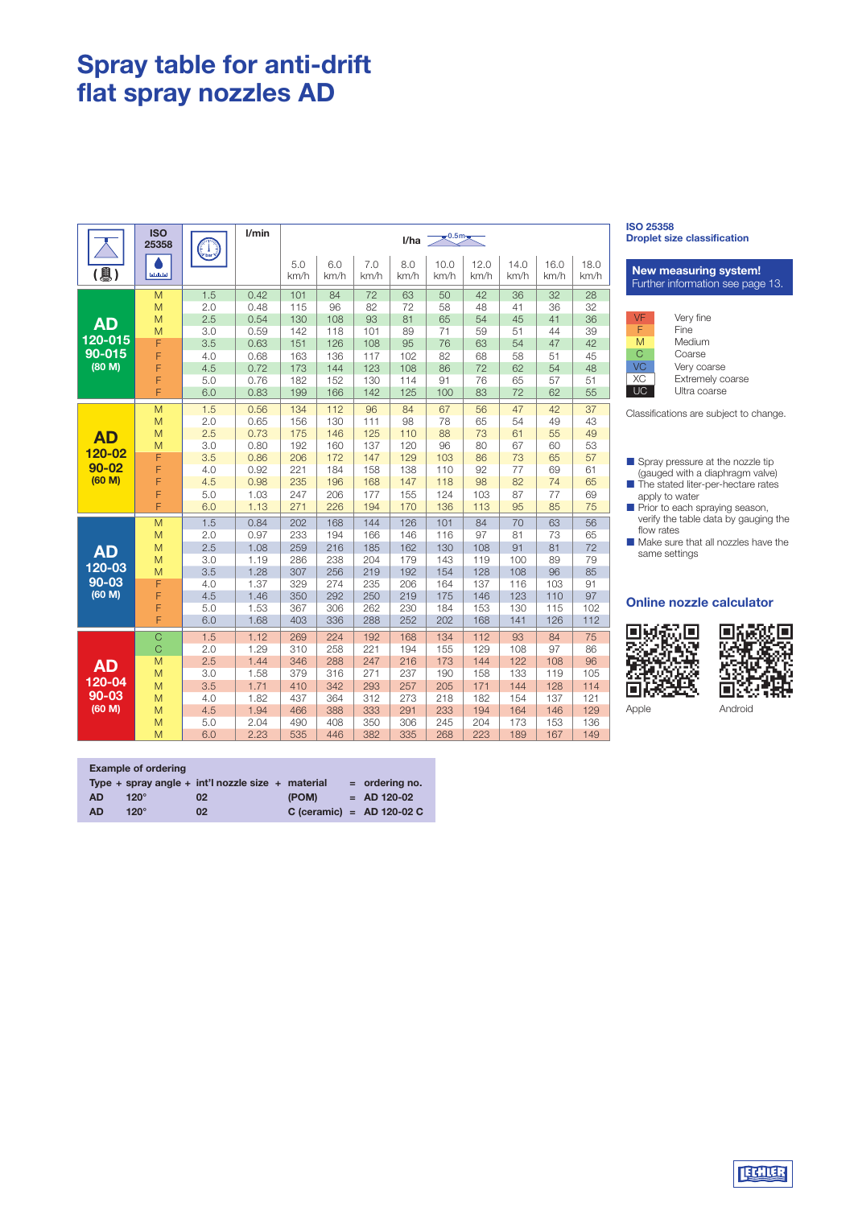# Spray table for anti-drift flat spray nozzles AD

| | ISO 25358 | bar | l/min | l/ha (0.5m) | | | | | | | | |
|---|---|---|---|---|---|---|---|---|---|---|---|---|
| | | | | 5.0 km/h | 6.0 km/h | 7.0 km/h | 8.0 km/h | 10.0 km/h | 12.0 km/h | 14.0 km/h | 16.0 km/h | 18.0 km/h |
| **AD 120-015 90-015 (80 M)** | M | 1.5 | 0.42 | 101 | 84 | 72 | 63 | 50 | 42 | 36 | 32 | 28 |
| | M | 2.0 | 0.48 | 115 | 96 | 82 | 72 | 58 | 48 | 41 | 36 | 32 |
| | M | 2.5 | 0.54 | 130 | 108 | 93 | 81 | 65 | 54 | 45 | 41 | 36 |
| | M | 3.0 | 0.59 | 142 | 118 | 101 | 89 | 71 | 59 | 51 | 44 | 39 |
| | F | 3.5 | 0.63 | 151 | 126 | 108 | 95 | 76 | 63 | 54 | 47 | 42 |
| | F | 4.0 | 0.68 | 163 | 136 | 117 | 102 | 82 | 68 | 58 | 51 | 45 |
| | F | 4.5 | 0.72 | 173 | 144 | 123 | 108 | 86 | 72 | 62 | 54 | 48 |
| | F | 5.0 | 0.76 | 182 | 152 | 130 | 114 | 91 | 76 | 65 | 57 | 51 |
| | F | 6.0 | 0.83 | 199 | 166 | 142 | 125 | 100 | 83 | 72 | 62 | 55 |
| **AD 120-02 90-02 (60 M)** | M | 1.5 | 0.56 | 134 | 112 | 96 | 84 | 67 | 56 | 47 | 42 | 37 |
| | M | 2.0 | 0.65 | 156 | 130 | 111 | 98 | 78 | 65 | 54 | 49 | 43 |
| | M | 2.5 | 0.73 | 175 | 146 | 125 | 110 | 88 | 73 | 61 | 55 | 49 |
| | M | 3.0 | 0.80 | 192 | 160 | 137 | 120 | 96 | 80 | 67 | 60 | 53 |
| | F | 3.5 | 0.86 | 206 | 172 | 147 | 129 | 103 | 86 | 73 | 65 | 57 |
| | F | 4.0 | 0.92 | 221 | 184 | 158 | 138 | 110 | 92 | 77 | 69 | 61 |
| | F | 4.5 | 0.98 | 235 | 196 | 168 | 147 | 118 | 98 | 82 | 74 | 65 |
| | F | 5.0 | 1.03 | 247 | 206 | 177 | 155 | 124 | 103 | 87 | 77 | 69 |
| | F | 6.0 | 1.13 | 271 | 226 | 194 | 170 | 136 | 113 | 95 | 85 | 75 |
| **AD 120-03 90-03 (60 M)** | M | 1.5 | 0.84 | 202 | 168 | 144 | 126 | 101 | 84 | 70 | 63 | 56 |
| | M | 2.0 | 0.97 | 233 | 194 | 166 | 146 | 116 | 97 | 81 | 73 | 65 |
| | M | 2.5 | 1.08 | 259 | 216 | 185 | 162 | 130 | 108 | 91 | 81 | 72 |
| | M | 3.0 | 1.19 | 286 | 238 | 204 | 179 | 143 | 119 | 100 | 89 | 79 |
| | M | 3.5 | 1.28 | 307 | 256 | 219 | 192 | 154 | 128 | 108 | 96 | 85 |
| | F | 4.0 | 1.37 | 329 | 274 | 235 | 206 | 164 | 137 | 116 | 103 | 91 |
| | F | 4.5 | 1.46 | 350 | 292 | 250 | 219 | 175 | 146 | 123 | 110 | 97 |
| | F | 5.0 | 1.53 | 367 | 306 | 262 | 230 | 184 | 153 | 130 | 115 | 102 |
| | F | 6.0 | 1.68 | 403 | 336 | 288 | 252 | 202 | 168 | 141 | 126 | 112 |
| **AD 120-04 90-03 (60 M)** | C | 1.5 | 1.12 | 269 | 224 | 192 | 168 | 134 | 112 | 93 | 84 | 75 |
| | C | 2.0 | 1.29 | 310 | 258 | 221 | 194 | 155 | 129 | 108 | 97 | 86 |
| | M | 2.5 | 1.44 | 346 | 288 | 247 | 216 | 173 | 144 | 122 | 108 | 96 |
| | M | 3.0 | 1.58 | 379 | 316 | 271 | 237 | 190 | 158 | 133 | 119 | 105 |
| | M | 3.5 | 1.71 | 410 | 342 | 293 | 257 | 205 | 171 | 144 | 128 | 114 |
| | M | 4.0 | 1.82 | 437 | 364 | 312 | 273 | 218 | 182 | 154 | 137 | 121 |
| | M | 4.5 | 1.94 | 466 | 388 | 333 | 291 | 233 | 194 | 164 | 146 | 129 |
| | M | 5.0 | 2.04 | 490 | 408 | 350 | 306 | 245 | 204 | 173 | 153 | 136 |
| | M | 6.0 | 2.23 | 535 | 446 | 382 | 335 | 268 | 223 | 189 | 167 | 149 |

**ISO 25358**
**Droplet size classification**

**New measuring system!**
Further information see page 13.

| | |
|---|---|
| VF | Very fine |
| F | Fine |
| M | Medium |
| C | Coarse |
| VC | Very coarse |
| XC | Extremely coarse |
| UC | Ultra coarse |

Classifications are subject to change.

- Spray pressure at the nozzle tip (gauged with a diaphragm valve)
- The stated liter-per-hectare rates apply to water
- Prior to each spraying season, verify the table data by gauging the flow rates
- Make sure that all nozzles have the same settings

## Online nozzle calculator

Apple

Android

**Example of ordering**

| Type + | spray angle + | int'l nozzle size + | material | = | ordering no. |
|---|---|---|---|---|---|
| AD | 120° | 02 | (POM) | = | AD 120-02 |
| AD | 120° | 02 | C (ceramic) | = | AD 120-02 C |